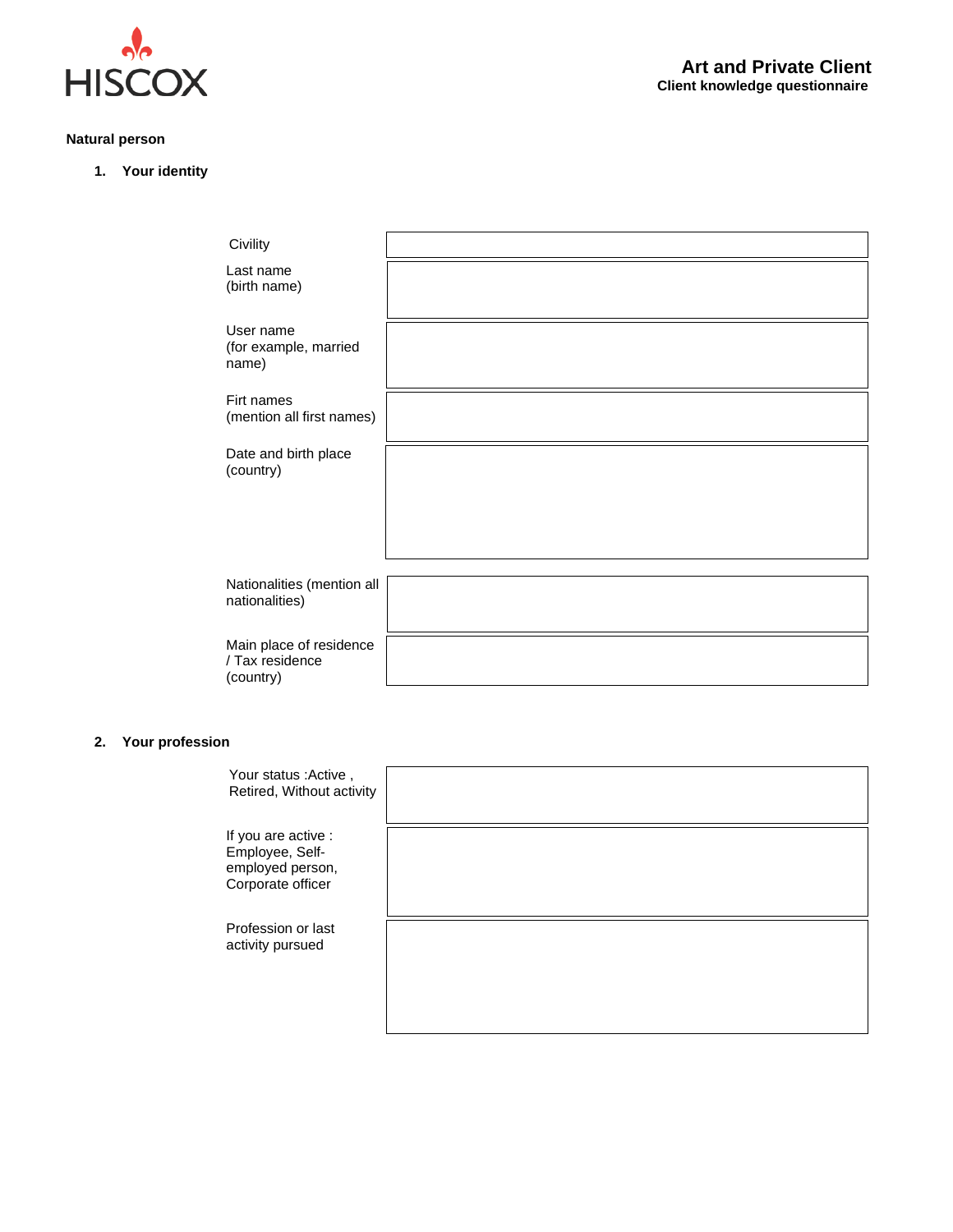HISCOX

**Art and Private Client**
**Client knowledge questionnaire**

**Natural person**

## 1. Your identity

| | |
|---|---|
| Civility | |
| Last name (birth name) | |
| User name (for example, married name) | |
| Firt names (mention all first names) | |
| Date and birth place (country) | |
| Nationalities (mention all nationalities) | |
| Main place of residence / Tax residence (country) | |

## 2. Your profession

| | |
|---|---|
| Your status :Active , Retired, Without activity | |
| If you are active : Employee, Self-employed person, Corporate officer | |
| Profession or last activity pursued | |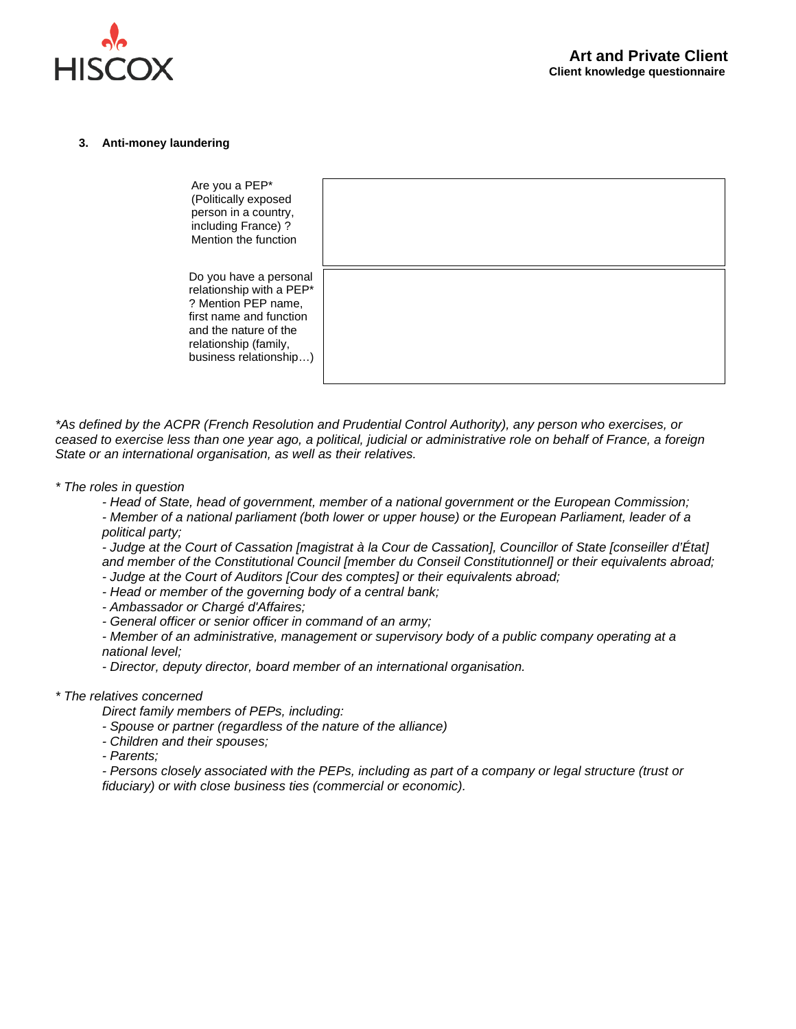### 3. Anti-money laundering

| | |
|---|---|
| Are you a PEP* (Politically exposed person in a country, including France) ? Mention the function | |
| Do you have a personal relationship with a PEP* ? Mention PEP name, first name and function and the nature of the relationship (family, business relationship…) | |

*\*As defined by the ACPR (French Resolution and Prudential Control Authority), any person who exercises, or ceased to exercise less than one year ago, a political, judicial or administrative role on behalf of France, a foreign State or an international organisation, as well as their relatives.*

*\* The roles in question*

- *Head of State, head of government, member of a national government or the European Commission;*
- *Member of a national parliament (both lower or upper house) or the European Parliament, leader of a political party;*
- *Judge at the Court of Cassation [magistrat à la Cour de Cassation], Councillor of State [conseiller d'État] and member of the Constitutional Council [member du Conseil Constitutionnel] or their equivalents abroad;*
- *Judge at the Court of Auditors [Cour des comptes] or their equivalents abroad;*
- *Head or member of the governing body of a central bank;*
- *Ambassador or Chargé d'Affaires;*
- *General officer or senior officer in command of an army;*
- *Member of an administrative, management or supervisory body of a public company operating at a national level;*
- *Director, deputy director, board member of an international organisation.*

*\* The relatives concerned*

*Direct family members of PEPs, including:*

- *Spouse or partner (regardless of the nature of the alliance)*
- *Children and their spouses;*
- *Parents;*
- *Persons closely associated with the PEPs, including as part of a company or legal structure (trust or fiduciary) or with close business ties (commercial or economic).*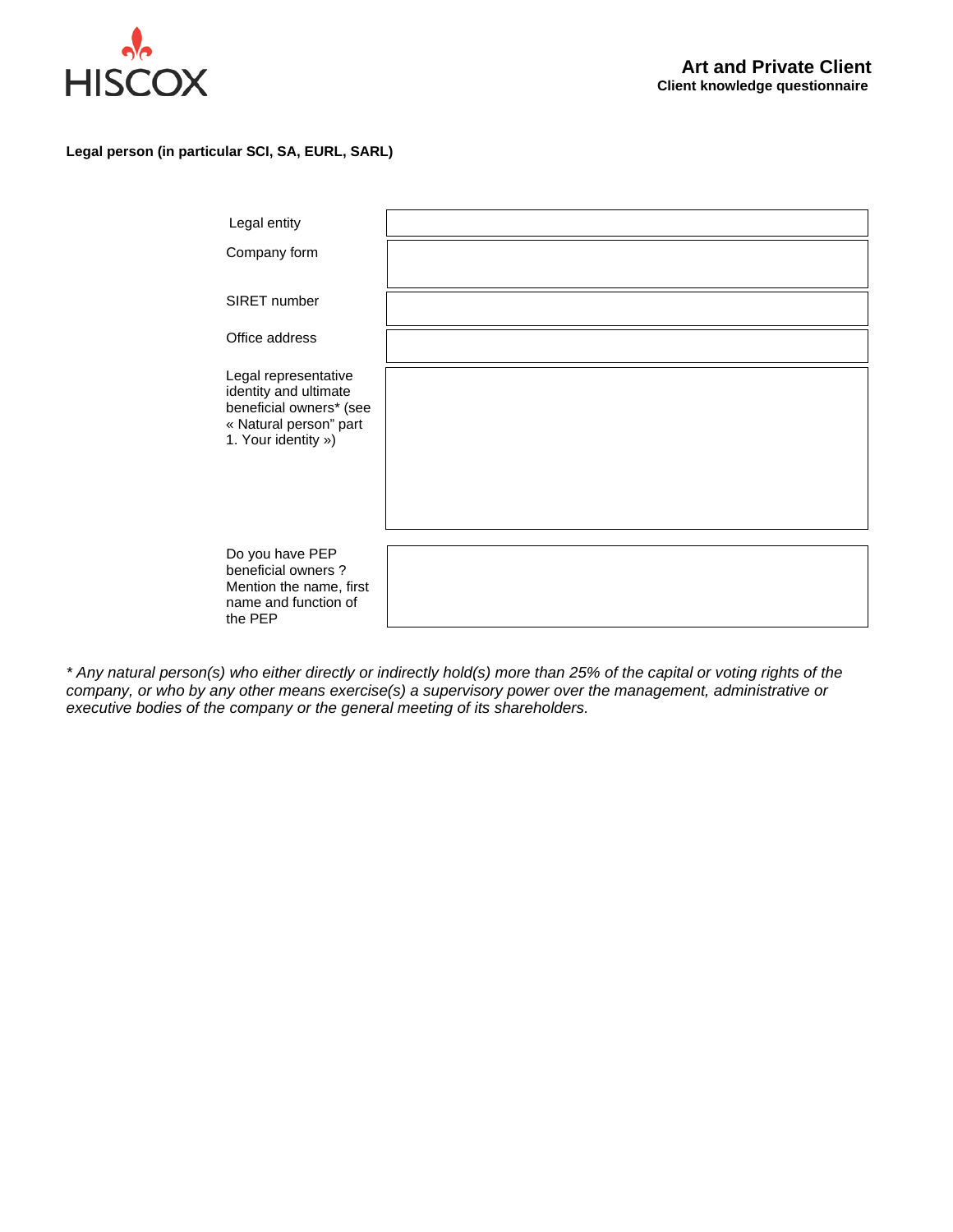**Art and Private Client**
**Client knowledge questionnaire**

**Legal person (in particular SCI, SA, EURL, SARL)**

| | |
|---|---|
| Legal entity | |
| Company form | |
| SIRET number | |
| Office address | |
| Legal representative identity and ultimate beneficial owners* (see « Natural person" part 1. Your identity ») | |
| Do you have PEP beneficial owners ? Mention the name, first name and function of the PEP | |

*\* Any natural person(s) who either directly or indirectly hold(s) more than 25% of the capital or voting rights of the company, or who by any other means exercise(s) a supervisory power over the management, administrative or executive bodies of the company or the general meeting of its shareholders.*